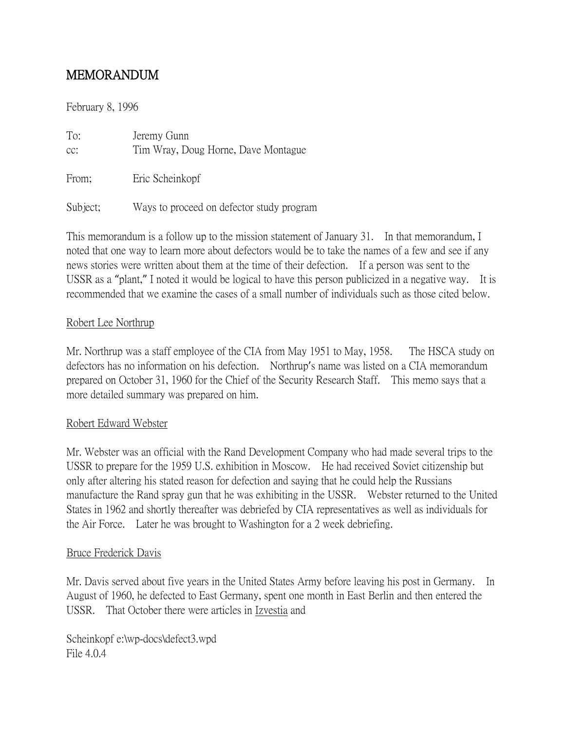# MEMORANDUM

February 8, 1996

To: Jeremy Gunn
cc: Tim Wray, Doug Horne, Dave Montague

From; Eric Scheinkopf

Subject; Ways to proceed on defector study program

This memorandum is a follow up to the mission statement of January 31. In that memorandum, I noted that one way to learn more about defectors would be to take the names of a few and see if any news stories were written about them at the time of their defection. If a person was sent to the USSR as a "plant," I noted it would be logical to have this person publicized in a negative way. It is recommended that we examine the cases of a small number of individuals such as those cited below.

<u>Robert Lee Northrup</u>

Mr. Northrup was a staff employee of the CIA from May 1951 to May, 1958. The HSCA study on defectors has no information on his defection. Northrup's name was listed on a CIA memorandum prepared on October 31, 1960 for the Chief of the Security Research Staff. This memo says that a more detailed summary was prepared on him.

<u>Robert Edward Webster</u>

Mr. Webster was an official with the Rand Development Company who had made several trips to the USSR to prepare for the 1959 U.S. exhibition in Moscow. He had received Soviet citizenship but only after altering his stated reason for defection and saying that he could help the Russians manufacture the Rand spray gun that he was exhibiting in the USSR. Webster returned to the United States in 1962 and shortly thereafter was debriefed by CIA representatives as well as individuals for the Air Force. Later he was brought to Washington for a 2 week debriefing.

<u>Bruce Frederick Davis</u>

Mr. Davis served about five years in the United States Army before leaving his post in Germany. In August of 1960, he defected to East Germany, spent one month in East Berlin and then entered the USSR. That October there were articles in <u>Izvestia</u> and

Scheinkopf e:\wp-docs\defect3.wpd
File 4.0.4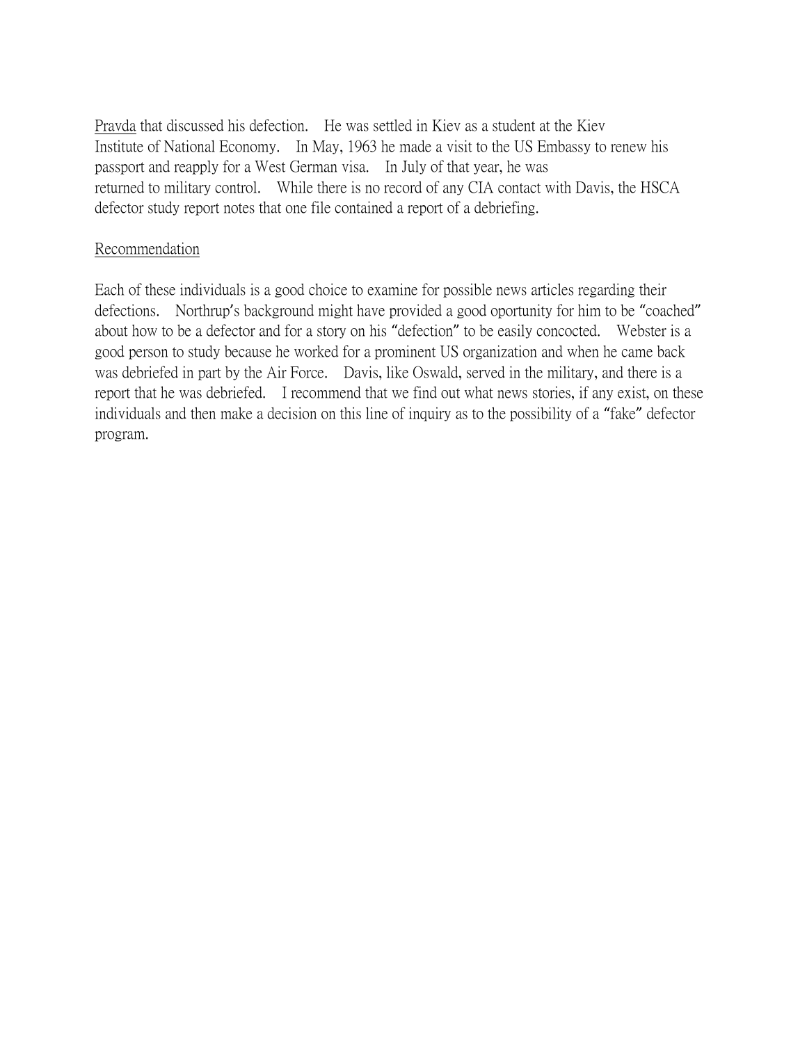Pravda that discussed his defection. He was settled in Kiev as a student at the Kiev Institute of National Economy. In May, 1963 he made a visit to the US Embassy to renew his passport and reapply for a West German visa. In July of that year, he was returned to military control. While there is no record of any CIA contact with Davis, the HSCA defector study report notes that one file contained a report of a debriefing.

Recommendation

Each of these individuals is a good choice to examine for possible news articles regarding their defections. Northrup's background might have provided a good oportunity for him to be "coached" about how to be a defector and for a story on his "defection" to be easily concocted. Webster is a good person to study because he worked for a prominent US organization and when he came back was debriefed in part by the Air Force. Davis, like Oswald, served in the military, and there is a report that he was debriefed. I recommend that we find out what news stories, if any exist, on these individuals and then make a decision on this line of inquiry as to the possibility of a "fake" defector program.